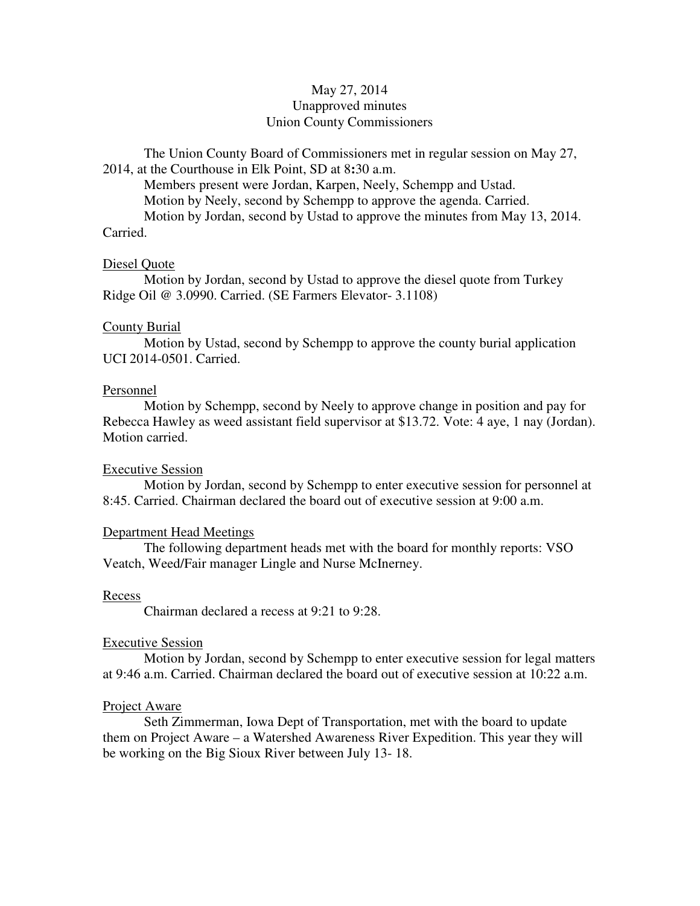May 27, 2014
Unapproved minutes
Union County Commissioners

The Union County Board of Commissioners met in regular session on May 27, 2014, at the Courthouse in Elk Point, SD at 8:30 a.m.

Members present were Jordan, Karpen, Neely, Schempp and Ustad.

Motion by Neely, second by Schempp to approve the agenda. Carried.

Motion by Jordan, second by Ustad to approve the minutes from May 13, 2014. Carried.

Diesel Quote

Motion by Jordan, second by Ustad to approve the diesel quote from Turkey Ridge Oil @ 3.0990. Carried. (SE Farmers Elevator- 3.1108)

County Burial

Motion by Ustad, second by Schempp to approve the county burial application UCI 2014-0501. Carried.

Personnel

Motion by Schempp, second by Neely to approve change in position and pay for Rebecca Hawley as weed assistant field supervisor at $13.72. Vote: 4 aye, 1 nay (Jordan). Motion carried.

Executive Session

Motion by Jordan, second by Schempp to enter executive session for personnel at 8:45. Carried. Chairman declared the board out of executive session at 9:00 a.m.

Department Head Meetings

The following department heads met with the board for monthly reports: VSO Veatch, Weed/Fair manager Lingle and Nurse McInerney.

Recess

Chairman declared a recess at 9:21 to 9:28.

Executive Session

Motion by Jordan, second by Schempp to enter executive session for legal matters at 9:46 a.m. Carried. Chairman declared the board out of executive session at 10:22 a.m.

Project Aware

Seth Zimmerman, Iowa Dept of Transportation, met with the board to update them on Project Aware – a Watershed Awareness River Expedition. This year they will be working on the Big Sioux River between July 13- 18.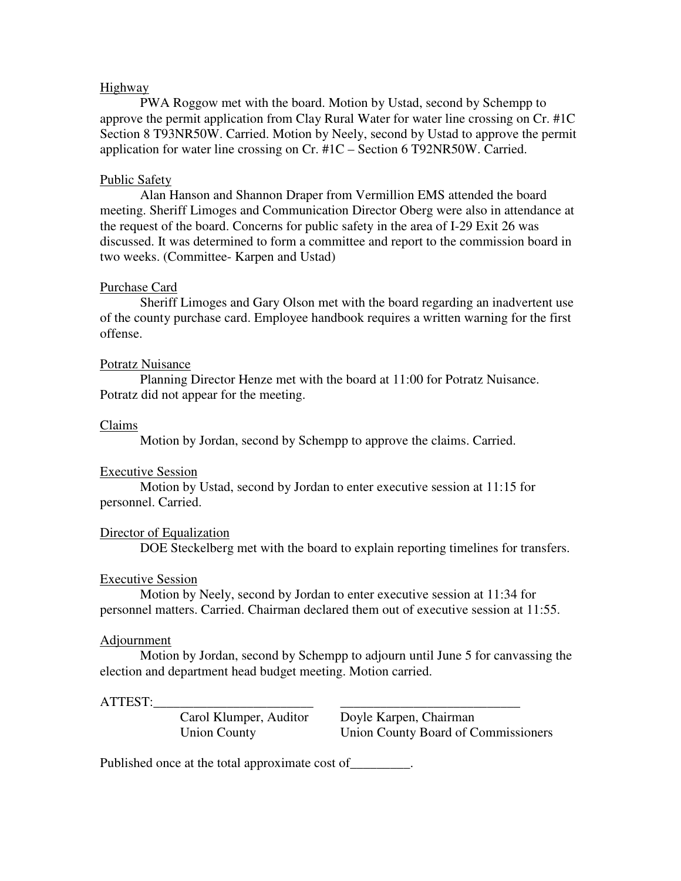Highway

PWA Roggow met with the board. Motion by Ustad, second by Schempp to approve the permit application from Clay Rural Water for water line crossing on Cr. #1C Section 8 T93NR50W. Carried. Motion by Neely, second by Ustad to approve the permit application for water line crossing on Cr. #1C – Section 6 T92NR50W. Carried.

Public Safety

Alan Hanson and Shannon Draper from Vermillion EMS attended the board meeting. Sheriff Limoges and Communication Director Oberg were also in attendance at the request of the board. Concerns for public safety in the area of I-29 Exit 26 was discussed. It was determined to form a committee and report to the commission board in two weeks. (Committee- Karpen and Ustad)

Purchase Card

Sheriff Limoges and Gary Olson met with the board regarding an inadvertent use of the county purchase card. Employee handbook requires a written warning for the first offense.

Potratz Nuisance

Planning Director Henze met with the board at 11:00 for Potratz Nuisance. Potratz did not appear for the meeting.

Claims

Motion by Jordan, second by Schempp to approve the claims. Carried.

Executive Session

Motion by Ustad, second by Jordan to enter executive session at 11:15 for personnel. Carried.

Director of Equalization

DOE Steckelberg met with the board to explain reporting timelines for transfers.

Executive Session

Motion by Neely, second by Jordan to enter executive session at 11:34 for personnel matters. Carried. Chairman declared them out of executive session at 11:55.

Adjournment

Motion by Jordan, second by Schempp to adjourn until June 5 for canvassing the election and department head budget meeting. Motion carried.

ATTEST:________________________ ___________________________

Carol Klumper, Auditor Doyle Karpen, Chairman
Union County Union County Board of Commissioners

Published once at the total approximate cost of_________.